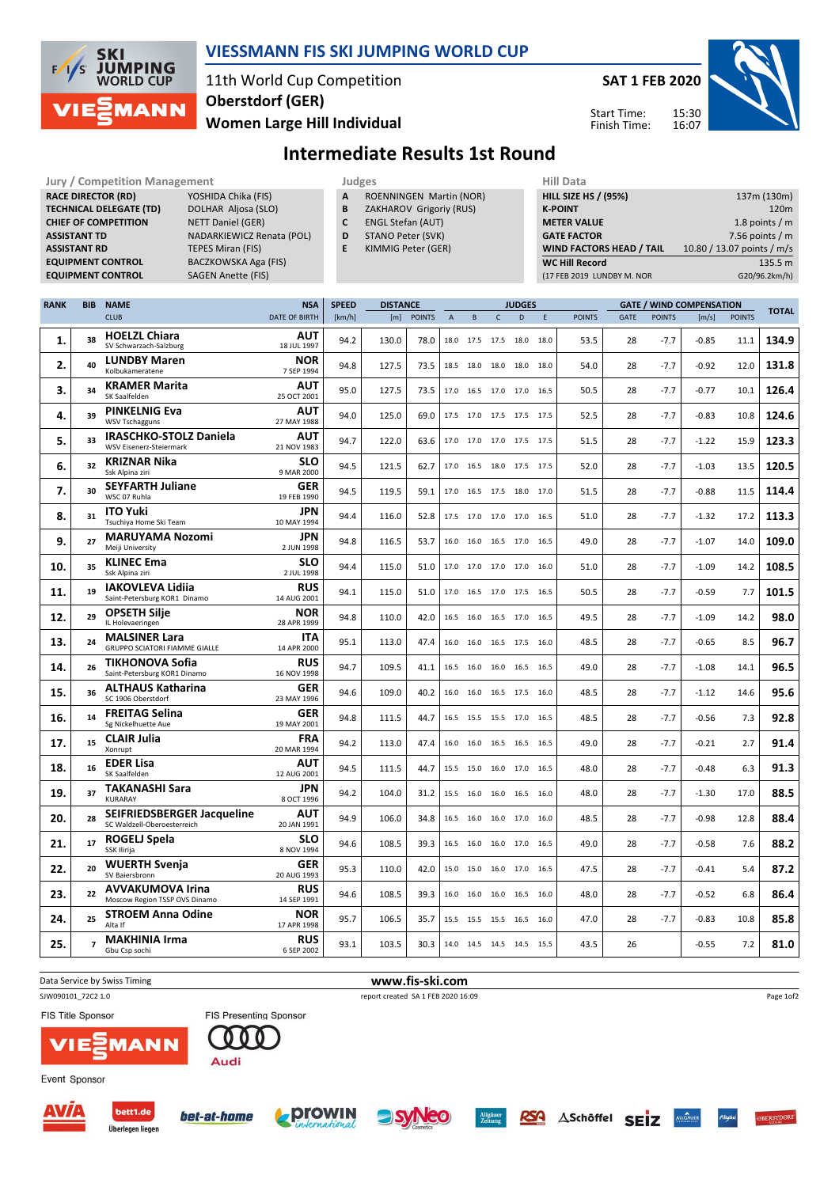# VIESSMANN FIS SKI JUMPING WORLD CUP

11th World Cup Competition
Oberstdorf (GER)
Women Large Hill Individual

**SAT 1 FEB 2020**

Start Time: 15:30
Finish Time: 16:07

## Intermediate Results 1st Round

| Jury / Competition Management | |
|---|---|
| RACE DIRECTOR (RD) | YOSHIDA Chika (FIS) |
| TECHNICAL DELEGATE (TD) | DOLHAR Aljosa (SLO) |
| CHIEF OF COMPETITION | NETT Daniel (GER) |
| ASSISTANT TD | NADARKIEWICZ Renata (POL) |
| ASSISTANT RD | TEPES Miran (FIS) |
| EQUIPMENT CONTROL | BACZKOWSKA Aga (FIS) |
| EQUIPMENT CONTROL | SAGEN Anette (FIS) |

| Judges | |
|---|---|
| A | ROENNINGEN Martin (NOR) |
| B | ZAKHAROV Grigoriy (RUS) |
| C | ENGL Stefan (AUT) |
| D | STANO Peter (SVK) |
| E | KIMMIG Peter (GER) |

| Hill Data | |
|---|---|
| HILL SIZE HS / (95%) | 137m (130m) |
| K-POINT | 120m |
| METER VALUE | 1.8 points / m |
| GATE FACTOR | 7.56 points / m |
| WIND FACTORS HEAD / TAIL | 10.80 / 13.07 points / m/s |
| WC Hill Record | 135.5 m |
| (17 FEB 2019 LUNDBY M. NOR | G20/96.2km/h) |

| RANK | BIB | NAME / CLUB | NSA / DATE OF BIRTH | SPEED [km/h] | DISTANCE [m] | DISTANCE POINTS | A | B | C | D | E | JUDGES POINTS | GATE | GATE POINTS | WIND [m/s] | WIND POINTS | TOTAL |
|---|---|---|---|---|---|---|---|---|---|---|---|---|---|---|---|---|---|
| 1. | 38 | **HOELZL Chiara** SV Schwarzach-Salzburg | AUT 18 JUL 1997 | 94.2 | 130.0 | 78.0 | 18.0 | 17.5 | 17.5 | 18.0 | 18.0 | 53.5 | 28 | -7.7 | -0.85 | 11.1 | 134.9 |
| 2. | 40 | **LUNDBY Maren** Kolbukameratene | NOR 7 SEP 1994 | 94.8 | 127.5 | 73.5 | 18.5 | 18.0 | 18.0 | 18.0 | 18.0 | 54.0 | 28 | -7.7 | -0.92 | 12.0 | 131.8 |
| 3. | 34 | **KRAMER Marita** SK Saalfelden | AUT 25 OCT 2001 | 95.0 | 127.5 | 73.5 | 17.0 | 16.5 | 17.0 | 17.0 | 16.5 | 50.5 | 28 | -7.7 | -0.77 | 10.1 | 126.4 |
| 4. | 39 | **PINKELNIG Eva** WSV Tschagguns | AUT 27 MAY 1988 | 94.0 | 125.0 | 69.0 | 17.5 | 17.0 | 17.5 | 17.5 | 17.5 | 52.5 | 28 | -7.7 | -0.83 | 10.8 | 124.6 |
| 5. | 33 | **IRASCHKO-STOLZ Daniela** WSV Eisenerz-Steiermark | AUT 21 NOV 1983 | 94.7 | 122.0 | 63.6 | 17.0 | 17.0 | 17.0 | 17.5 | 17.5 | 51.5 | 28 | -7.7 | -1.22 | 15.9 | 123.3 |
| 6. | 32 | **KRIZNAR Nika** Ssk Alpina ziri | SLO 9 MAR 2000 | 94.5 | 121.5 | 62.7 | 17.0 | 16.5 | 18.0 | 17.5 | 17.5 | 52.0 | 28 | -7.7 | -1.03 | 13.5 | 120.5 |
| 7. | 30 | **SEYFARTH Juliane** WSC 07 Ruhla | GER 19 FEB 1990 | 94.5 | 119.5 | 59.1 | 17.0 | 16.5 | 17.5 | 18.0 | 17.0 | 51.5 | 28 | -7.7 | -0.88 | 11.5 | 114.4 |
| 8. | 31 | **ITO Yuki** Tsuchiya Home Ski Team | JPN 10 MAY 1994 | 94.4 | 116.0 | 52.8 | 17.5 | 17.0 | 17.0 | 17.0 | 16.5 | 51.0 | 28 | -7.7 | -1.32 | 17.2 | 113.3 |
| 9. | 27 | **MARUYAMA Nozomi** Meiji University | JPN 2 JUN 1998 | 94.8 | 116.5 | 53.7 | 16.0 | 16.0 | 16.5 | 17.0 | 16.5 | 49.0 | 28 | -7.7 | -1.07 | 14.0 | 109.0 |
| 10. | 35 | **KLINEC Ema** Ssk Alpina ziri | SLO 2 JUL 1998 | 94.4 | 115.0 | 51.0 | 17.0 | 17.0 | 17.0 | 17.0 | 16.0 | 51.0 | 28 | -7.7 | -1.09 | 14.2 | 108.5 |
| 11. | 19 | **IAKOVLEVA Lidiia** Saint-Petersburg KOR1 Dinamo | RUS 14 AUG 2001 | 94.1 | 115.0 | 51.0 | 17.0 | 16.5 | 17.0 | 17.5 | 16.5 | 50.5 | 28 | -7.7 | -0.59 | 7.7 | 101.5 |
| 12. | 29 | **OPSETH Silje** IL Holevaeringen | NOR 28 APR 1999 | 94.8 | 110.0 | 42.0 | 16.5 | 16.0 | 16.5 | 17.0 | 16.5 | 49.5 | 28 | -7.7 | -1.09 | 14.2 | 98.0 |
| 13. | 24 | **MALSINER Lara** GRUPPO SCIATORI FIAMME GIALLE | ITA 14 APR 2000 | 95.1 | 113.0 | 47.4 | 16.0 | 16.0 | 16.5 | 17.5 | 16.0 | 48.5 | 28 | -7.7 | -0.65 | 8.5 | 96.7 |
| 14. | 26 | **TIKHONOVA Sofia** Saint-Petersburg KOR1 Dinamo | RUS 16 NOV 1998 | 94.7 | 109.5 | 41.1 | 16.5 | 16.0 | 16.0 | 16.5 | 16.5 | 49.0 | 28 | -7.7 | -1.08 | 14.1 | 96.5 |
| 15. | 36 | **ALTHAUS Katharina** SC 1906 Oberstdorf | GER 23 MAY 1996 | 94.6 | 109.0 | 40.2 | 16.0 | 16.0 | 16.5 | 17.5 | 16.0 | 48.5 | 28 | -7.7 | -1.12 | 14.6 | 95.6 |
| 16. | 14 | **FREITAG Selina** Sg Nickelhuette Aue | GER 19 MAY 2001 | 94.8 | 111.5 | 44.7 | 16.5 | 15.5 | 15.5 | 17.0 | 16.5 | 48.5 | 28 | -7.7 | -0.56 | 7.3 | 92.8 |
| 17. | 15 | **CLAIR Julia** Xonrupt | FRA 20 MAR 1994 | 94.2 | 113.0 | 47.4 | 16.0 | 16.0 | 16.5 | 16.5 | 16.5 | 49.0 | 28 | -7.7 | -0.21 | 2.7 | 91.4 |
| 18. | 16 | **EDER Lisa** SK Saalfelden | AUT 12 AUG 2001 | 94.5 | 111.5 | 44.7 | 15.5 | 15.0 | 16.0 | 17.0 | 16.5 | 48.0 | 28 | -7.7 | -0.48 | 6.3 | 91.3 |
| 19. | 37 | **TAKANASHI Sara** KURARAY | JPN 8 OCT 1996 | 94.2 | 104.0 | 31.2 | 15.5 | 16.0 | 16.0 | 16.5 | 16.0 | 48.0 | 28 | -7.7 | -1.30 | 17.0 | 88.5 |
| 20. | 28 | **SEIFRIEDSBERGER Jacqueline** SC Waldzell-Oberoesterreich | AUT 20 JAN 1991 | 94.9 | 106.0 | 34.8 | 16.5 | 16.0 | 16.0 | 17.0 | 16.0 | 48.5 | 28 | -7.7 | -0.98 | 12.8 | 88.4 |
| 21. | 17 | **ROGELJ Spela** SSK Ilirija | SLO 8 NOV 1994 | 94.6 | 108.5 | 39.3 | 16.5 | 16.0 | 16.0 | 17.0 | 16.5 | 49.0 | 28 | -7.7 | -0.58 | 7.6 | 88.2 |
| 22. | 20 | **WUERTH Svenja** SV Baiersbronn | GER 20 AUG 1993 | 95.3 | 110.0 | 42.0 | 15.0 | 15.0 | 16.0 | 17.0 | 16.5 | 47.5 | 28 | -7.7 | -0.41 | 5.4 | 87.2 |
| 23. | 22 | **AVVAKUMOVA Irina** Moscow Region TSSP OVS Dinamo | RUS 14 SEP 1991 | 94.6 | 108.5 | 39.3 | 16.0 | 16.0 | 16.0 | 16.5 | 16.0 | 48.0 | 28 | -7.7 | -0.52 | 6.8 | 86.4 |
| 24. | 25 | **STROEM Anna Odine** Alta If | NOR 17 APR 1998 | 95.7 | 106.5 | 35.7 | 15.5 | 15.5 | 15.5 | 16.5 | 16.0 | 47.0 | 28 | -7.7 | -0.83 | 10.8 | 85.8 |
| 25. | 7 | **MAKHINIA Irma** Gbu Csp sochi | RUS 6 SEP 2002 | 93.1 | 103.5 | 30.3 | 14.0 | 14.5 | 14.5 | 14.5 | 15.5 | 43.5 | 26 | | -0.55 | 7.2 | 81.0 |

Data Service by Swiss Timing
www.fis-ski.com
SJW090101_72C2 1.0
report created SA 1 FEB 2020 16:09

FIS Title Sponsor: VIESSMANN
FIS Presenting Sponsor: Audi
Event Sponsor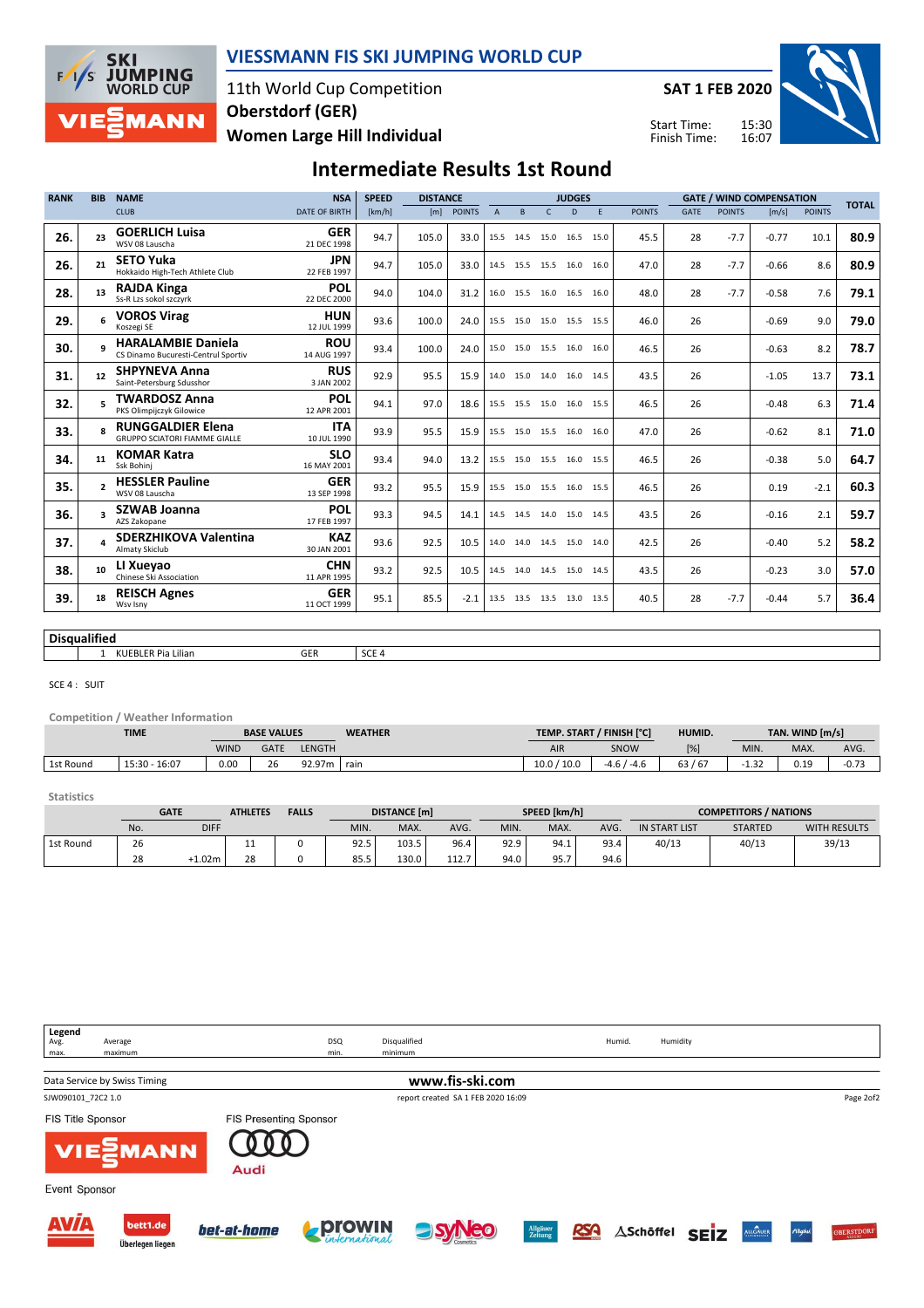# VIESSMANN FIS SKI JUMPING WORLD CUP

11th World Cup Competition
Oberstdorf (GER)
Women Large Hill Individual

SAT 1 FEB 2020

Start Time: 15:30
Finish Time: 16:07

## Intermediate Results 1st Round

| RANK | BIB | NAME / CLUB | NSA / DATE OF BIRTH | SPEED [km/h] | DISTANCE [m] | DISTANCE POINTS | A | B | C | D | E | JUDGES POINTS | GATE | GATE POINTS | WIND [m/s] | WIND POINTS | TOTAL |
|---|---|---|---|---|---|---|---|---|---|---|---|---|---|---|---|---|---|
| 26. | 23 | GOERLICH Luisa / WSV 08 Lauscha | GER / 21 DEC 1998 | 94.7 | 105.0 | 33.0 | 15.5 | 14.5 | 15.0 | 16.5 | 15.0 | 45.5 | 28 | -7.7 | -0.77 | 10.1 | 80.9 |
| 26. | 21 | SETO Yuka / Hokkaido High-Tech Athlete Club | JPN / 22 FEB 1997 | 94.7 | 105.0 | 33.0 | 14.5 | 15.5 | 15.5 | 16.0 | 16.0 | 47.0 | 28 | -7.7 | -0.66 | 8.6 | 80.9 |
| 28. | 13 | RAJDA Kinga / Ss-R Lzs sokol szczyrk | POL / 22 DEC 2000 | 94.0 | 104.0 | 31.2 | 16.0 | 15.5 | 16.0 | 16.5 | 16.0 | 48.0 | 28 | -7.7 | -0.58 | 7.6 | 79.1 |
| 29. | 6 | VOROS Virag / Koszegi SE | HUN / 12 JUL 1999 | 93.6 | 100.0 | 24.0 | 15.5 | 15.0 | 15.0 | 15.5 | 15.5 | 46.0 | 26 | | -0.69 | 9.0 | 79.0 |
| 30. | 9 | HARALAMBIE Daniela / CS Dinamo Bucuresti-Centrul Sportiv | ROU / 14 AUG 1997 | 93.4 | 100.0 | 24.0 | 15.0 | 15.0 | 15.5 | 16.0 | 16.0 | 46.5 | 26 | | -0.63 | 8.2 | 78.7 |
| 31. | 12 | SHPYNEVA Anna / Saint-Petersburg Sdusshor | RUS / 3 JAN 2002 | 92.9 | 95.5 | 15.9 | 14.0 | 15.0 | 14.0 | 16.0 | 14.5 | 43.5 | 26 | | -1.05 | 13.7 | 73.1 |
| 32. | 5 | TWARDOSZ Anna / PKS Olimpijczyk Gilowice | POL / 12 APR 2001 | 94.1 | 97.0 | 18.6 | 15.5 | 15.5 | 15.0 | 16.0 | 15.5 | 46.5 | 26 | | -0.48 | 6.3 | 71.4 |
| 33. | 8 | RUNGGALDIER Elena / GRUPPO SCIATORI FIAMME GIALLE | ITA / 10 JUL 1990 | 93.9 | 95.5 | 15.9 | 15.5 | 15.0 | 15.5 | 16.0 | 16.0 | 47.0 | 26 | | -0.62 | 8.1 | 71.0 |
| 34. | 11 | KOMAR Katra / Ssk Bohinj | SLO / 16 MAY 2001 | 93.4 | 94.0 | 13.2 | 15.5 | 15.0 | 15.5 | 16.0 | 15.5 | 46.5 | 26 | | -0.38 | 5.0 | 64.7 |
| 35. | 2 | HESSLER Pauline / WSV 08 Lauscha | GER / 13 SEP 1998 | 93.2 | 95.5 | 15.9 | 15.5 | 15.0 | 15.5 | 16.0 | 15.5 | 46.5 | 26 | | 0.19 | -2.1 | 60.3 |
| 36. | 3 | SZWAB Joanna / AZS Zakopane | POL / 17 FEB 1997 | 93.3 | 94.5 | 14.1 | 14.5 | 14.5 | 14.0 | 15.0 | 14.5 | 43.5 | 26 | | -0.16 | 2.1 | 59.7 |
| 37. | 4 | SDERZHIKOVA Valentina / Almaty Skiclub | KAZ / 30 JAN 2001 | 93.6 | 92.5 | 10.5 | 14.0 | 14.0 | 14.5 | 15.0 | 14.0 | 42.5 | 26 | | -0.40 | 5.2 | 58.2 |
| 38. | 10 | LI Xueyao / Chinese Ski Association | CHN / 11 APR 1995 | 93.2 | 92.5 | 10.5 | 14.5 | 14.0 | 14.5 | 15.0 | 14.5 | 43.5 | 26 | | -0.23 | 3.0 | 57.0 |
| 39. | 18 | REISCH Agnes / Wsv Isny | GER / 11 OCT 1999 | 95.1 | 85.5 | -2.1 | 13.5 | 13.5 | 13.5 | 13.0 | 13.5 | 40.5 | 28 | -7.7 | -0.44 | 5.7 | 36.4 |

**Disqualified**

| BIB | NAME | NSA | REASON |
|---|---|---|---|
| 1 | KUEBLER Pia Lilian | GER | SCE 4 |

SCE 4 : SUIT

**Competition / Weather Information**

| | TIME | BASE VALUES WIND | GATE | LENGTH | WEATHER | TEMP. AIR | TEMP. SNOW | HUMID. [%] | TAN. WIND MIN. | MAX. | AVG. |
|---|---|---|---|---|---|---|---|---|---|---|---|
| 1st Round | 15:30 - 16:07 | 0.00 | 26 | 92.97m | rain | 10.0 / 10.0 | -4.6 / -4.6 | 63 / 67 | -1.32 | 0.19 | -0.73 |

**Statistics**

| | GATE No. | DIFF | ATHLETES | FALLS | DISTANCE MIN. | MAX. | AVG. | SPEED MIN. | MAX. | AVG. | IN START LIST | STARTED | WITH RESULTS |
|---|---|---|---|---|---|---|---|---|---|---|---|---|---|
| 1st Round | 26 | | 11 | 0 | 92.5 | 103.5 | 96.4 | 92.9 | 94.1 | 93.4 | 40/13 | 40/13 | 39/13 |
| | 28 | +1.02m | 28 | 0 | 85.5 | 130.0 | 112.7 | 94.0 | 95.7 | 94.6 | | | |

**Legend**

| | | | | | |
|---|---|---|---|---|---|
| Avg. | Average | DSQ | Disqualified | Humid. | Humidity |
| max. | maximum | min. | minimum | | |

Data Service by Swiss Timing
www.fis-ski.com
SJW090101_72C2 1.0
report created SA 1 FEB 2020 16:09

FIS Title Sponsor
FIS Presenting Sponsor
Event Sponsor